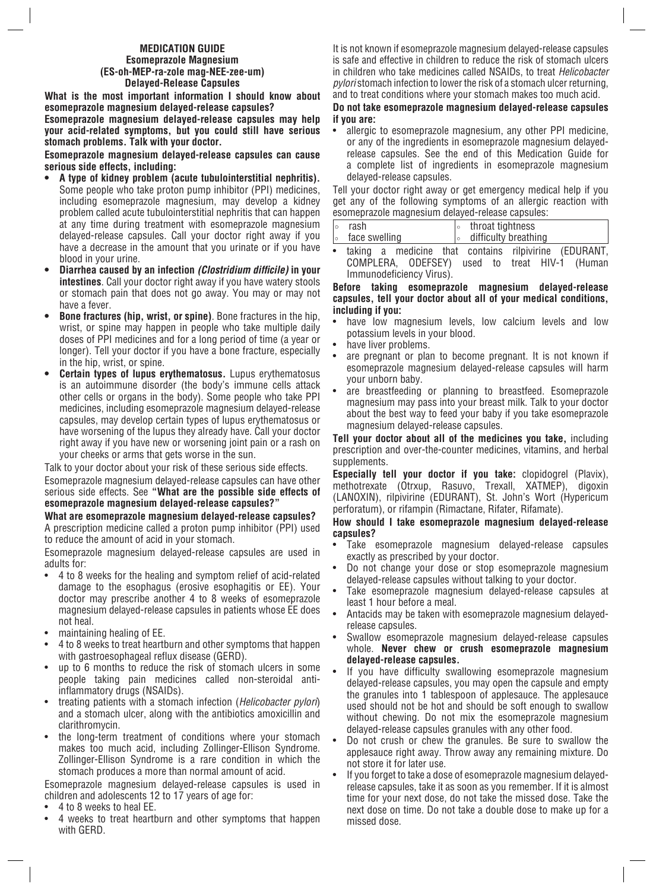# MEDICATION GUIDE
## Esomeprazole Magnesium
## (ES-oh-MEP-ra-zole mag-NEE-zee-um)
## Delayed-Release Capsules

**What is the most important information I should know about esomeprazole magnesium delayed-release capsules?**

**Esomeprazole magnesium delayed-release capsules may help your acid-related symptoms, but you could still have serious stomach problems. Talk with your doctor.**

**Esomeprazole magnesium delayed-release capsules can cause serious side effects, including:**

- **A type of kidney problem (acute tubulointerstitial nephritis).** Some people who take proton pump inhibitor (PPI) medicines, including esomeprazole magnesium, may develop a kidney problem called acute tubulointerstitial nephritis that can happen at any time during treatment with esomeprazole magnesium delayed-release capsules. Call your doctor right away if you have a decrease in the amount that you urinate or if you have blood in your urine.
- **Diarrhea caused by an infection *(Clostridium difficile)* in your intestines**. Call your doctor right away if you have watery stools or stomach pain that does not go away. You may or may not have a fever.
- **Bone fractures (hip, wrist, or spine)**. Bone fractures in the hip, wrist, or spine may happen in people who take multiple daily doses of PPI medicines and for a long period of time (a year or longer). Tell your doctor if you have a bone fracture, especially in the hip, wrist, or spine.
- **Certain types of lupus erythematosus.** Lupus erythematosus is an autoimmune disorder (the body's immune cells attack other cells or organs in the body). Some people who take PPI medicines, including esomeprazole magnesium delayed-release capsules, may develop certain types of lupus erythematosus or have worsening of the lupus they already have. Call your doctor right away if you have new or worsening joint pain or a rash on your cheeks or arms that gets worse in the sun.

Talk to your doctor about your risk of these serious side effects.

Esomeprazole magnesium delayed-release capsules can have other serious side effects. See **"What are the possible side effects of esomeprazole magnesium delayed-release capsules?"**

**What are esomeprazole magnesium delayed-release capsules?**

A prescription medicine called a proton pump inhibitor (PPI) used to reduce the amount of acid in your stomach.

Esomeprazole magnesium delayed-release capsules are used in adults for:

- 4 to 8 weeks for the healing and symptom relief of acid-related damage to the esophagus (erosive esophagitis or EE). Your doctor may prescribe another 4 to 8 weeks of esomeprazole magnesium delayed-release capsules in patients whose EE does not heal.
- maintaining healing of EE.
- 4 to 8 weeks to treat heartburn and other symptoms that happen with gastroesophageal reflux disease (GERD).
- up to 6 months to reduce the risk of stomach ulcers in some people taking pain medicines called non-steroidal anti-inflammatory drugs (NSAIDs).
- treating patients with a stomach infection (*Helicobacter pylori*) and a stomach ulcer, along with the antibiotics amoxicillin and clarithromycin.
- the long-term treatment of conditions where your stomach makes too much acid, including Zollinger-Ellison Syndrome. Zollinger-Ellison Syndrome is a rare condition in which the stomach produces a more than normal amount of acid.

Esomeprazole magnesium delayed-release capsules is used in children and adolescents 12 to 17 years of age for:

- 4 to 8 weeks to heal EE.
- 4 weeks to treat heartburn and other symptoms that happen with GERD.

It is not known if esomeprazole magnesium delayed-release capsules is safe and effective in children to reduce the risk of stomach ulcers in children who take medicines called NSAIDs, to treat *Helicobacter pylori* stomach infection to lower the risk of a stomach ulcer returning, and to treat conditions where your stomach makes too much acid.

**Do not take esomeprazole magnesium delayed-release capsules if you are:**

- allergic to esomeprazole magnesium, any other PPI medicine, or any of the ingredients in esomeprazole magnesium delayed-release capsules. See the end of this Medication Guide for a complete list of ingredients in esomeprazole magnesium delayed-release capsules.

Tell your doctor right away or get emergency medical help if you get any of the following symptoms of an allergic reaction with esomeprazole magnesium delayed-release capsules:

| | |
|---|---|
| ◦ rash | ◦ throat tightness |
| ◦ face swelling | ◦ difficulty breathing |

- taking a medicine that contains rilpivirine (EDURANT, COMPLERA, ODEFSEY) used to treat HIV-1 (Human Immunodeficiency Virus).

**Before taking esomeprazole magnesium delayed-release capsules, tell your doctor about all of your medical conditions, including if you:**

- have low magnesium levels, low calcium levels and low potassium levels in your blood.
- have liver problems.
- are pregnant or plan to become pregnant. It is not known if esomeprazole magnesium delayed-release capsules will harm your unborn baby.
- are breastfeeding or planning to breastfeed. Esomeprazole magnesium may pass into your breast milk. Talk to your doctor about the best way to feed your baby if you take esomeprazole magnesium delayed-release capsules.

**Tell your doctor about all of the medicines you take,** including prescription and over-the-counter medicines, vitamins, and herbal supplements.

**Especially tell your doctor if you take:** clopidogrel (Plavix), methotrexate (Otrxup, Rasuvo, Trexall, XATMEP), digoxin (LANOXIN), rilpivirine (EDURANT), St. John's Wort (Hypericum perforatum), or rifampin (Rimactane, Rifater, Rifamate).

**How should I take esomeprazole magnesium delayed-release capsules?**

- Take esomeprazole magnesium delayed-release capsules exactly as prescribed by your doctor.
- Do not change your dose or stop esomeprazole magnesium delayed-release capsules without talking to your doctor.
- Take esomeprazole magnesium delayed-release capsules at least 1 hour before a meal.
- Antacids may be taken with esomeprazole magnesium delayed-release capsules.
- Swallow esomeprazole magnesium delayed-release capsules whole. **Never chew or crush esomeprazole magnesium delayed-release capsules.**
- If you have difficulty swallowing esomeprazole magnesium delayed-release capsules, you may open the capsule and empty the granules into 1 tablespoon of applesauce. The applesauce used should not be hot and should be soft enough to swallow without chewing. Do not mix the esomeprazole magnesium delayed-release capsules granules with any other food.
- Do not crush or chew the granules. Be sure to swallow the applesauce right away. Throw away any remaining mixture. Do not store it for later use.
- If you forget to take a dose of esomeprazole magnesium delayed-release capsules, take it as soon as you remember. If it is almost time for your next dose, do not take the missed dose. Take the next dose on time. Do not take a double dose to make up for a missed dose.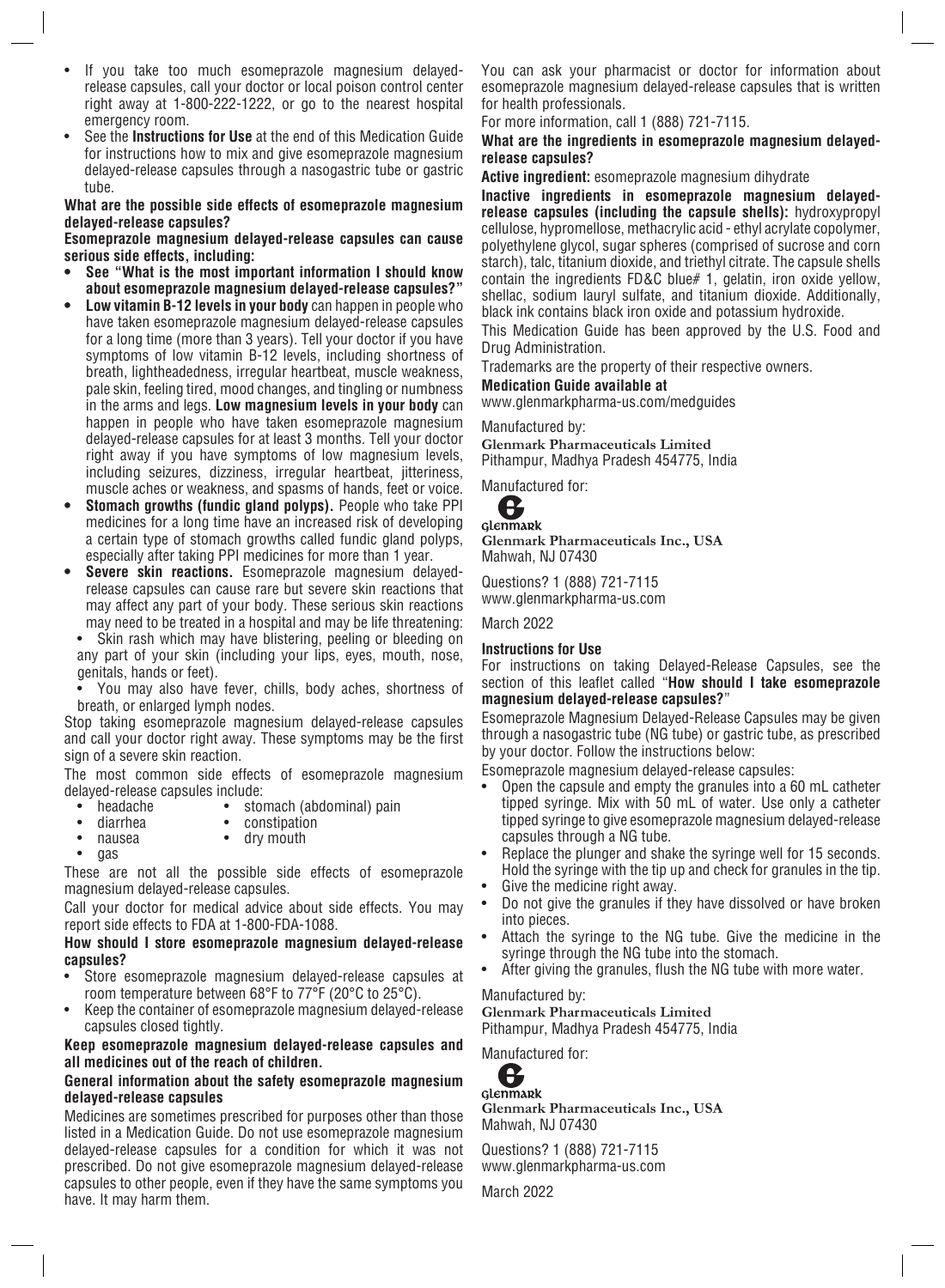- If you take too much esomeprazole magnesium delayed-release capsules, call your doctor or local poison control center right away at 1-800-222-1222, or go to the nearest hospital emergency room.
- See the **Instructions for Use** at the end of this Medication Guide for instructions how to mix and give esomeprazole magnesium delayed-release capsules through a nasogastric tube or gastric tube.

**What are the possible side effects of esomeprazole magnesium delayed-release capsules?**

**Esomeprazole magnesium delayed-release capsules can cause serious side effects, including:**

- **See "What is the most important information I should know about esomeprazole magnesium delayed-release capsules?"**
- **Low vitamin B-12 levels in your body** can happen in people who have taken esomeprazole magnesium delayed-release capsules for a long time (more than 3 years). Tell your doctor if you have symptoms of low vitamin B-12 levels, including shortness of breath, lightheadedness, irregular heartbeat, muscle weakness, pale skin, feeling tired, mood changes, and tingling or numbness in the arms and legs. **Low magnesium levels in your body** can happen in people who have taken esomeprazole magnesium delayed-release capsules for at least 3 months. Tell your doctor right away if you have symptoms of low magnesium levels, including seizures, dizziness, irregular heartbeat, jitteriness, muscle aches or weakness, and spasms of hands, feet or voice.
- **Stomach growths (fundic gland polyps).** People who take PPI medicines for a long time have an increased risk of developing a certain type of stomach growths called fundic gland polyps, especially after taking PPI medicines for more than 1 year.
- **Severe skin reactions.** Esomeprazole magnesium delayed-release capsules can cause rare but severe skin reactions that may affect any part of your body. These serious skin reactions may need to be treated in a hospital and may be life threatening:
  - Skin rash which may have blistering, peeling or bleeding on any part of your skin (including your lips, eyes, mouth, nose, genitals, hands or feet).
  - You may also have fever, chills, body aches, shortness of breath, or enlarged lymph nodes.

Stop taking esomeprazole magnesium delayed-release capsules and call your doctor right away. These symptoms may be the first sign of a severe skin reaction.

The most common side effects of esomeprazole magnesium delayed-release capsules include:

- headache
- diarrhea
- nausea
- gas
- stomach (abdominal) pain
- constipation
- dry mouth

These are not all the possible side effects of esomeprazole magnesium delayed-release capsules.

Call your doctor for medical advice about side effects. You may report side effects to FDA at 1-800-FDA-1088.

**How should I store esomeprazole magnesium delayed-release capsules?**

- Store esomeprazole magnesium delayed-release capsules at room temperature between 68°F to 77°F (20°C to 25°C).
- Keep the container of esomeprazole magnesium delayed-release capsules closed tightly.

**Keep esomeprazole magnesium delayed-release capsules and all medicines out of the reach of children.**

**General information about the safety esomeprazole magnesium delayed-release capsules**

Medicines are sometimes prescribed for purposes other than those listed in a Medication Guide. Do not use esomeprazole magnesium delayed-release capsules for a condition for which it was not prescribed. Do not give esomeprazole magnesium delayed-release capsules to other people, even if they have the same symptoms you have. It may harm them.

You can ask your pharmacist or doctor for information about esomeprazole magnesium delayed-release capsules that is written for health professionals.

For more information, call 1 (888) 721-7115.

**What are the ingredients in esomeprazole magnesium delayed-release capsules?**

**Active ingredient:** esomeprazole magnesium dihydrate

**Inactive ingredients in esomeprazole magnesium delayed-release capsules (including the capsule shells):** hydroxypropyl cellulose, hypromellose, methacrylic acid - ethyl acrylate copolymer, polyethylene glycol, sugar spheres (comprised of sucrose and corn starch), talc, titanium dioxide, and triethyl citrate. The capsule shells contain the ingredients FD&C blue# 1, gelatin, iron oxide yellow, shellac, sodium lauryl sulfate, and titanium dioxide. Additionally, black ink contains black iron oxide and potassium hydroxide.

This Medication Guide has been approved by the U.S. Food and Drug Administration.

Trademarks are the property of their respective owners.

**Medication Guide available at**
www.glenmarkpharma-us.com/medguides

Manufactured by:
**Glenmark Pharmaceuticals Limited**
Pithampur, Madhya Pradesh 454775, India

Manufactured for:
Glenmark
**Glenmark Pharmaceuticals Inc., USA**
Mahwah, NJ 07430

Questions? 1 (888) 721-7115
www.glenmarkpharma-us.com

March 2022

**Instructions for Use**

For instructions on taking Delayed-Release Capsules, see the section of this leaflet called "**How should I take esomeprazole magnesium delayed-release capsules?**"

Esomeprazole Magnesium Delayed-Release Capsules may be given through a nasogastric tube (NG tube) or gastric tube, as prescribed by your doctor. Follow the instructions below:

Esomeprazole magnesium delayed-release capsules:

- Open the capsule and empty the granules into a 60 mL catheter tipped syringe. Mix with 50 mL of water. Use only a catheter tipped syringe to give esomeprazole magnesium delayed-release capsules through a NG tube.
- Replace the plunger and shake the syringe well for 15 seconds. Hold the syringe with the tip up and check for granules in the tip.
- Give the medicine right away.
- Do not give the granules if they have dissolved or have broken into pieces.
- Attach the syringe to the NG tube. Give the medicine in the syringe through the NG tube into the stomach.
- After giving the granules, flush the NG tube with more water.

Manufactured by:
**Glenmark Pharmaceuticals Limited**
Pithampur, Madhya Pradesh 454775, India

Manufactured for:
Glenmark
**Glenmark Pharmaceuticals Inc., USA**
Mahwah, NJ 07430

Questions? 1 (888) 721-7115
www.glenmarkpharma-us.com

March 2022